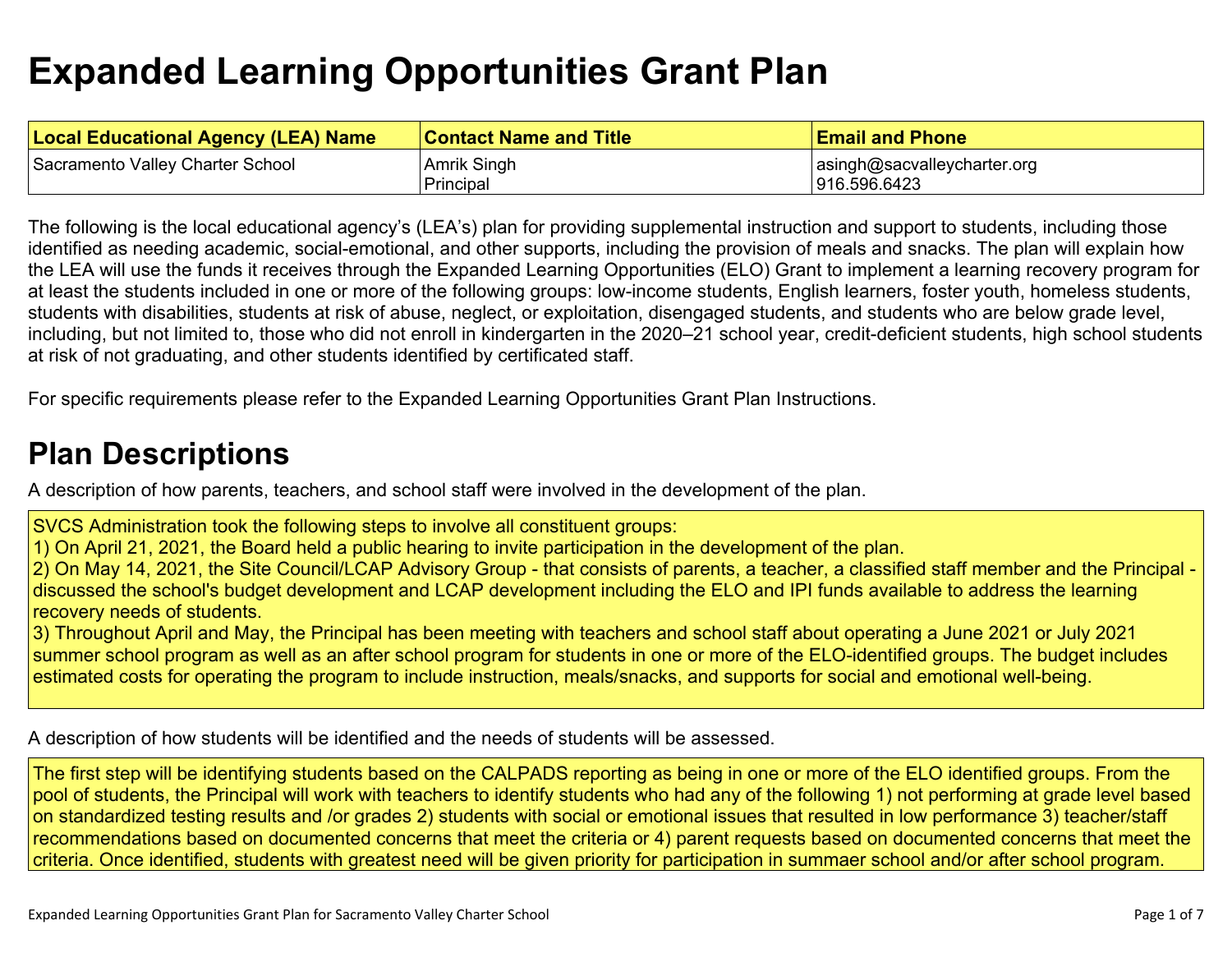# Expanded Learning Opportunities Grant Plan

| Local Educational Agency (LEA) Name | Contact Name and Title | Email and Phone |
|---|---|---|
| Sacramento Valley Charter School | Amrik Singh<br>Principal | asingh@sacvalleycharter.org<br>916.596.6423 |

The following is the local educational agency's (LEA's) plan for providing supplemental instruction and support to students, including those identified as needing academic, social-emotional, and other supports, including the provision of meals and snacks. The plan will explain how the LEA will use the funds it receives through the Expanded Learning Opportunities (ELO) Grant to implement a learning recovery program for at least the students included in one or more of the following groups: low-income students, English learners, foster youth, homeless students, students with disabilities, students at risk of abuse, neglect, or exploitation, disengaged students, and students who are below grade level, including, but not limited to, those who did not enroll in kindergarten in the 2020–21 school year, credit-deficient students, high school students at risk of not graduating, and other students identified by certificated staff.

For specific requirements please refer to the Expanded Learning Opportunities Grant Plan Instructions.

## Plan Descriptions

A description of how parents, teachers, and school staff were involved in the development of the plan.

SVCS Administration took the following steps to involve all constituent groups:
1) On April 21, 2021, the Board held a public hearing to invite participation in the development of the plan.
2) On May 14, 2021, the Site Council/LCAP Advisory Group - that consists of parents, a teacher, a classified staff member and the Principal - discussed the school's budget development and LCAP development including the ELO and IPI funds available to address the learning recovery needs of students.
3) Throughout April and May, the Principal has been meeting with teachers and school staff about operating a June 2021 or July 2021 summer school program as well as an after school program for students in one or more of the ELO-identified groups. The budget includes estimated costs for operating the program to include instruction, meals/snacks, and supports for social and emotional well-being.

A description of how students will be identified and the needs of students will be assessed.

The first step will be identifying students based on the CALPADS reporting as being in one or more of the ELO identified groups. From the pool of students, the Principal will work with teachers to identify students who had any of the following 1) not performing at grade level based on standardized testing results and /or grades 2) students with social or emotional issues that resulted in low performance 3) teacher/staff recommendations based on documented concerns that meet the criteria or 4) parent requests based on documented concerns that meet the criteria. Once identified, students with greatest need will be given priority for participation in summaer school and/or after school program.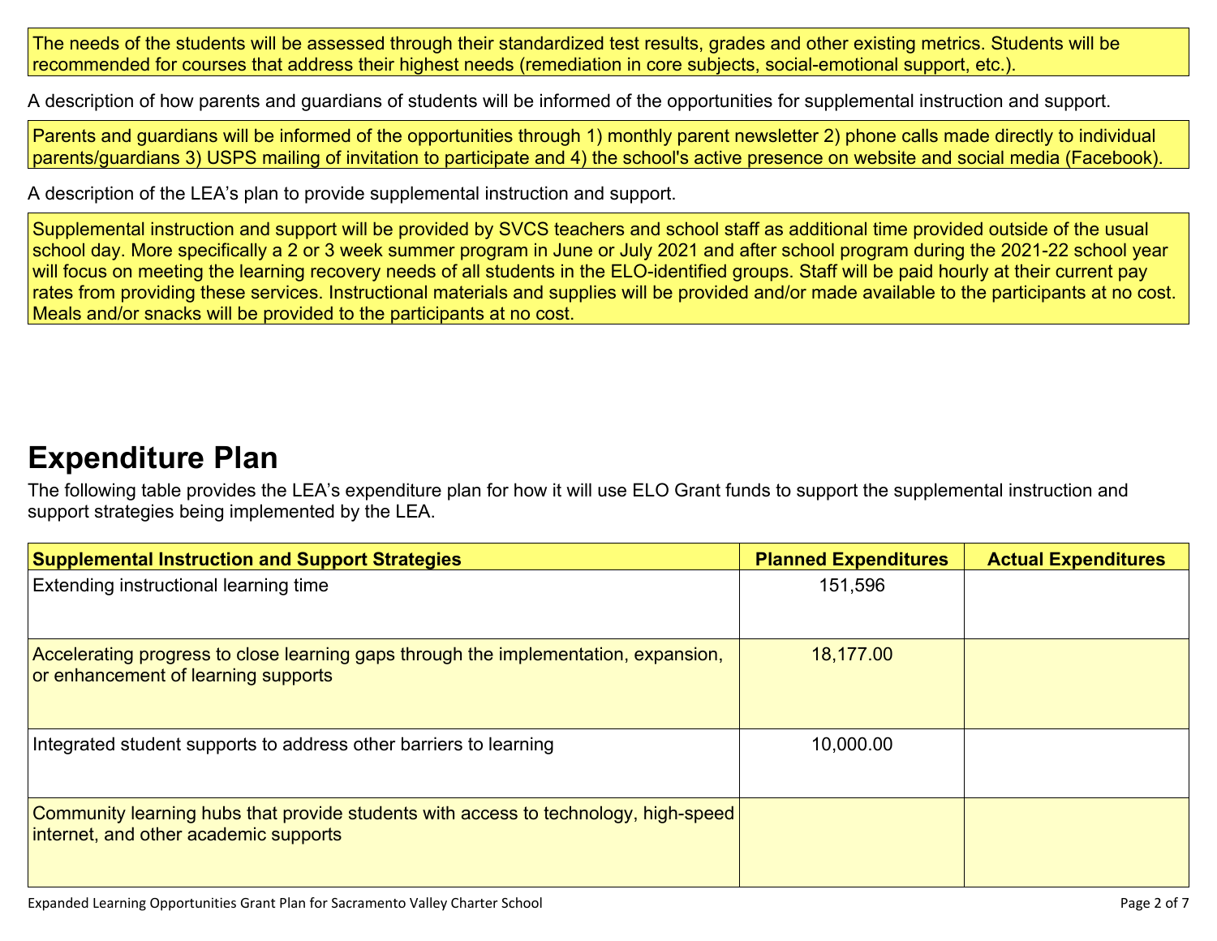The needs of the students will be assessed through their standardized test results, grades and other existing metrics. Students will be recommended for courses that address their highest needs (remediation in core subjects, social-emotional support, etc.).

A description of how parents and guardians of students will be informed of the opportunities for supplemental instruction and support.

Parents and guardians will be informed of the opportunities through 1) monthly parent newsletter 2) phone calls made directly to individual parents/guardians 3) USPS mailing of invitation to participate and 4) the school's active presence on website and social media (Facebook).

A description of the LEA's plan to provide supplemental instruction and support.

Supplemental instruction and support will be provided by SVCS teachers and school staff as additional time provided outside of the usual school day. More specifically a 2 or 3 week summer program in June or July 2021 and after school program during the 2021-22 school year will focus on meeting the learning recovery needs of all students in the ELO-identified groups. Staff will be paid hourly at their current pay rates from providing these services. Instructional materials and supplies will be provided and/or made available to the participants at no cost. Meals and/or snacks will be provided to the participants at no cost.

# Expenditure Plan

The following table provides the LEA's expenditure plan for how it will use ELO Grant funds to support the supplemental instruction and support strategies being implemented by the LEA.

| Supplemental Instruction and Support Strategies | Planned Expenditures | Actual Expenditures |
|---|---|---|
| Extending instructional learning time | 151,596 | |
| Accelerating progress to close learning gaps through the implementation, expansion, or enhancement of learning supports | 18,177.00 | |
| Integrated student supports to address other barriers to learning | 10,000.00 | |
| Community learning hubs that provide students with access to technology, high-speed internet, and other academic supports | | |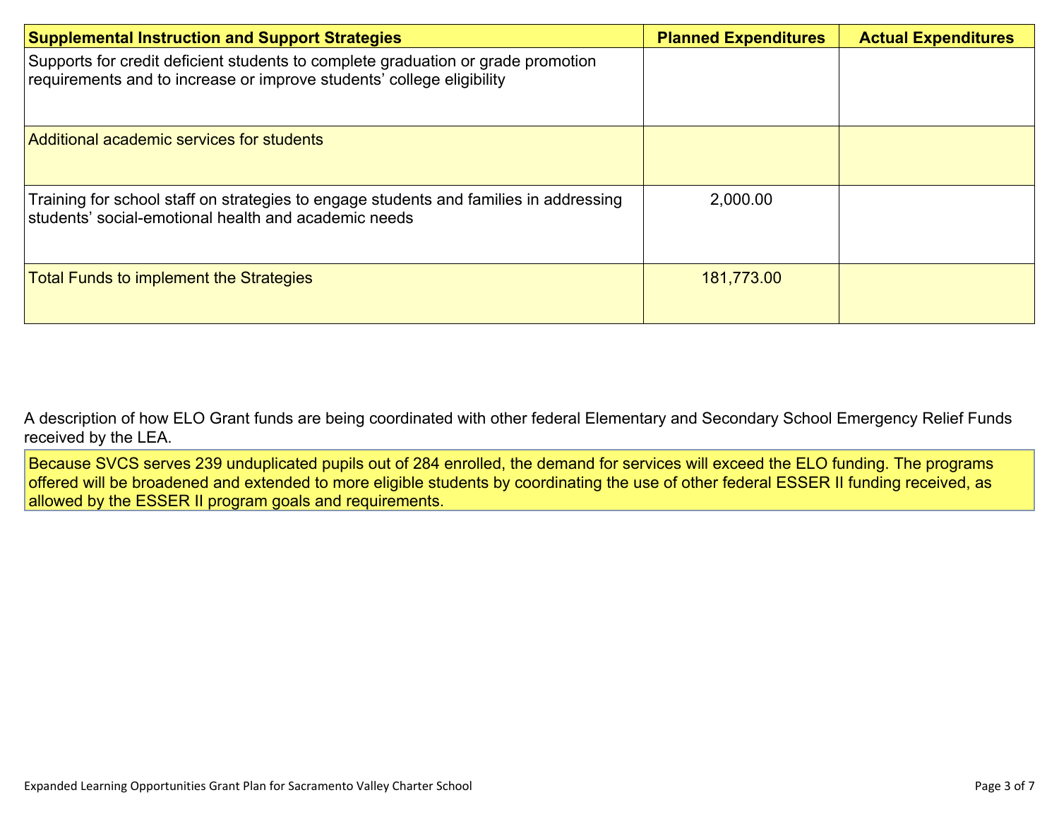| Supplemental Instruction and Support Strategies | Planned Expenditures | Actual Expenditures |
|---|---|---|
| Supports for credit deficient students to complete graduation or grade promotion requirements and to increase or improve students' college eligibility | | |
| Additional academic services for students | | |
| Training for school staff on strategies to engage students and families in addressing students' social-emotional health and academic needs | 2,000.00 | |
| Total Funds to implement the Strategies | 181,773.00 | |

A description of how ELO Grant funds are being coordinated with other federal Elementary and Secondary School Emergency Relief Funds received by the LEA.

Because SVCS serves 239 unduplicated pupils out of 284 enrolled, the demand for services will exceed the ELO funding. The programs offered will be broadened and extended to more eligible students by coordinating the use of other federal ESSER II funding received, as allowed by the ESSER II program goals and requirements.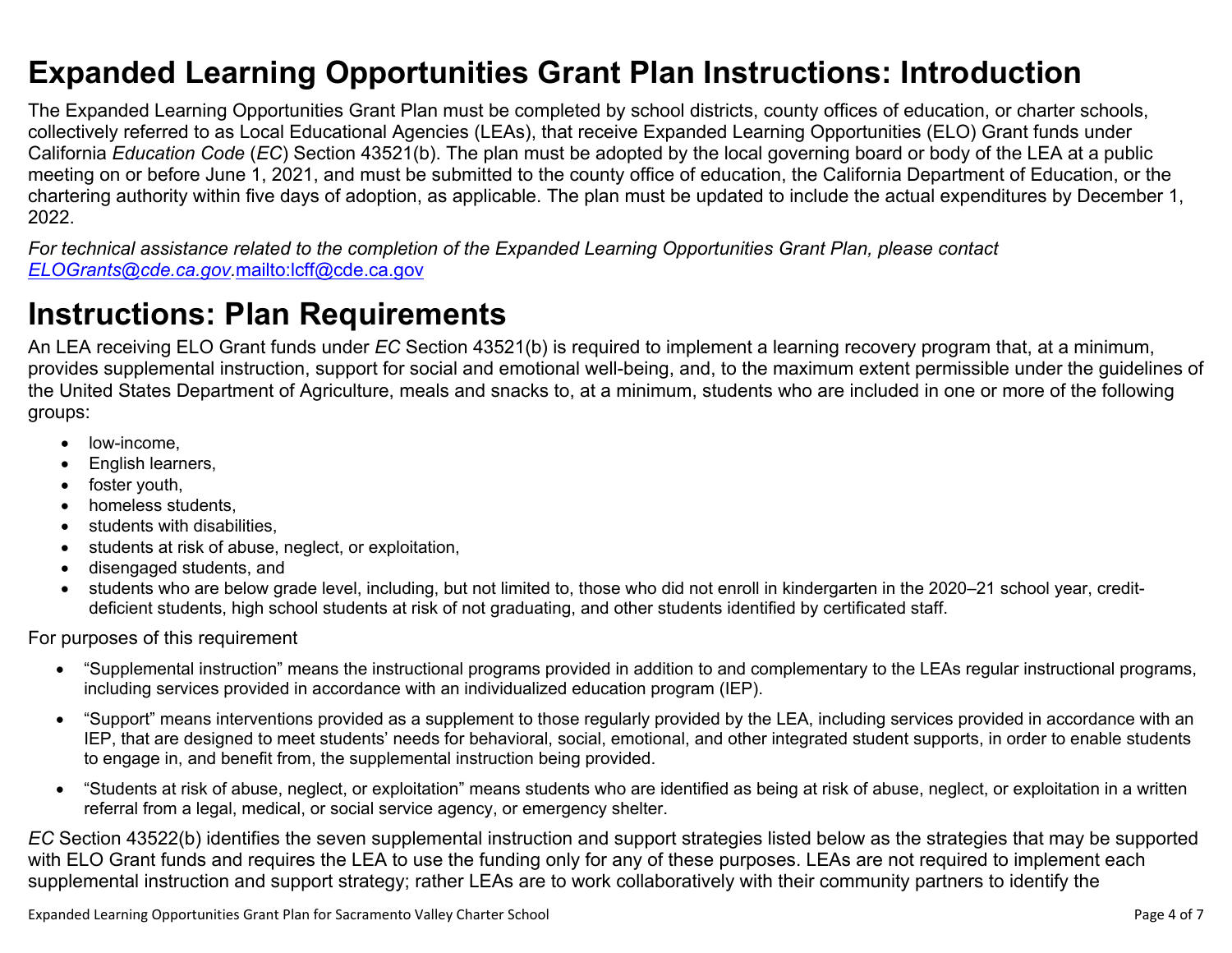# Expanded Learning Opportunities Grant Plan Instructions: Introduction

The Expanded Learning Opportunities Grant Plan must be completed by school districts, county offices of education, or charter schools, collectively referred to as Local Educational Agencies (LEAs), that receive Expanded Learning Opportunities (ELO) Grant funds under California *Education Code* (*EC*) Section 43521(b). The plan must be adopted by the local governing board or body of the LEA at a public meeting on or before June 1, 2021, and must be submitted to the county office of education, the California Department of Education, or the chartering authority within five days of adoption, as applicable. The plan must be updated to include the actual expenditures by December 1, 2022.

*For technical assistance related to the completion of the Expanded Learning Opportunities Grant Plan, please contact [ELOGrants@cde.ca.gov](mailto:ELOGrants@cde.ca.gov).*[mailto:lcff@cde.ca.gov](mailto:lcff@cde.ca.gov)

# Instructions: Plan Requirements

An LEA receiving ELO Grant funds under *EC* Section 43521(b) is required to implement a learning recovery program that, at a minimum, provides supplemental instruction, support for social and emotional well-being, and, to the maximum extent permissible under the guidelines of the United States Department of Agriculture, meals and snacks to, at a minimum, students who are included in one or more of the following groups:

- low-income,
- English learners,
- foster youth,
- homeless students,
- students with disabilities,
- students at risk of abuse, neglect, or exploitation,
- disengaged students, and
- students who are below grade level, including, but not limited to, those who did not enroll in kindergarten in the 2020–21 school year, credit-deficient students, high school students at risk of not graduating, and other students identified by certificated staff.

For purposes of this requirement

- "Supplemental instruction" means the instructional programs provided in addition to and complementary to the LEAs regular instructional programs, including services provided in accordance with an individualized education program (IEP).
- "Support" means interventions provided as a supplement to those regularly provided by the LEA, including services provided in accordance with an IEP, that are designed to meet students' needs for behavioral, social, emotional, and other integrated student supports, in order to enable students to engage in, and benefit from, the supplemental instruction being provided.
- "Students at risk of abuse, neglect, or exploitation" means students who are identified as being at risk of abuse, neglect, or exploitation in a written referral from a legal, medical, or social service agency, or emergency shelter.

*EC* Section 43522(b) identifies the seven supplemental instruction and support strategies listed below as the strategies that may be supported with ELO Grant funds and requires the LEA to use the funding only for any of these purposes. LEAs are not required to implement each supplemental instruction and support strategy; rather LEAs are to work collaboratively with their community partners to identify the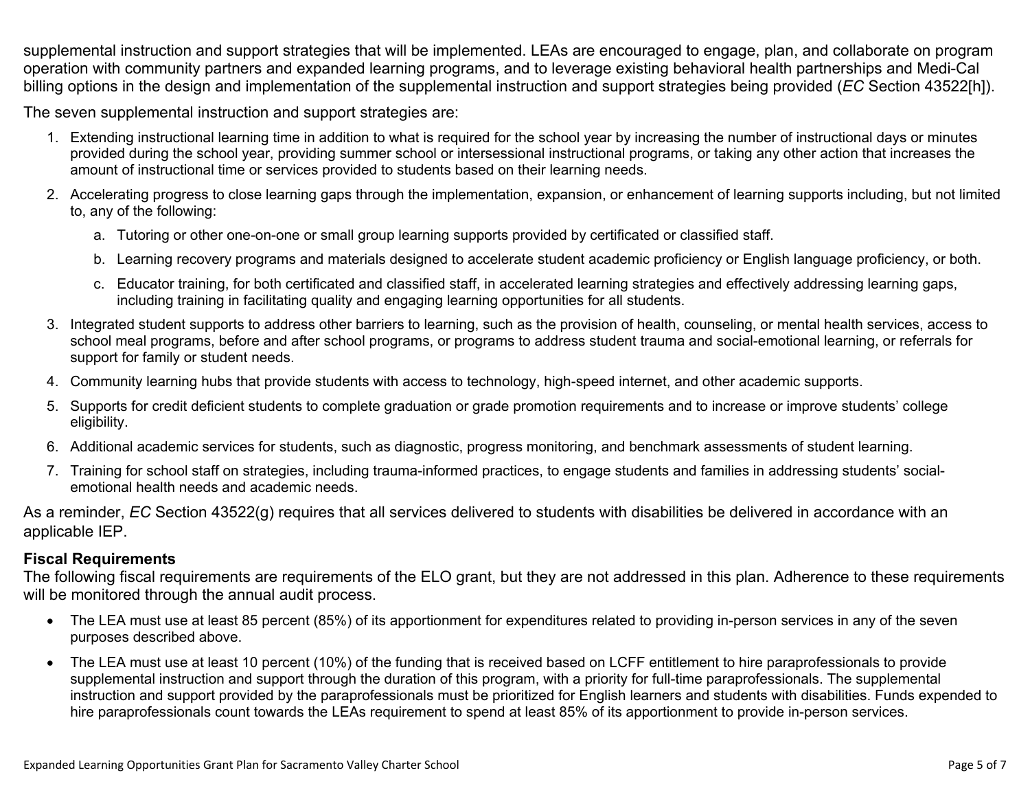supplemental instruction and support strategies that will be implemented. LEAs are encouraged to engage, plan, and collaborate on program operation with community partners and expanded learning programs, and to leverage existing behavioral health partnerships and Medi-Cal billing options in the design and implementation of the supplemental instruction and support strategies being provided (*EC* Section 43522[h]).

The seven supplemental instruction and support strategies are:

1. Extending instructional learning time in addition to what is required for the school year by increasing the number of instructional days or minutes provided during the school year, providing summer school or intersessional instructional programs, or taking any other action that increases the amount of instructional time or services provided to students based on their learning needs.
2. Accelerating progress to close learning gaps through the implementation, expansion, or enhancement of learning supports including, but not limited to, any of the following:
   a. Tutoring or other one-on-one or small group learning supports provided by certificated or classified staff.
   b. Learning recovery programs and materials designed to accelerate student academic proficiency or English language proficiency, or both.
   c. Educator training, for both certificated and classified staff, in accelerated learning strategies and effectively addressing learning gaps, including training in facilitating quality and engaging learning opportunities for all students.
3. Integrated student supports to address other barriers to learning, such as the provision of health, counseling, or mental health services, access to school meal programs, before and after school programs, or programs to address student trauma and social-emotional learning, or referrals for support for family or student needs.
4. Community learning hubs that provide students with access to technology, high-speed internet, and other academic supports.
5. Supports for credit deficient students to complete graduation or grade promotion requirements and to increase or improve students' college eligibility.
6. Additional academic services for students, such as diagnostic, progress monitoring, and benchmark assessments of student learning.
7. Training for school staff on strategies, including trauma-informed practices, to engage students and families in addressing students' social-emotional health needs and academic needs.

As a reminder, *EC* Section 43522(g) requires that all services delivered to students with disabilities be delivered in accordance with an applicable IEP.

**Fiscal Requirements**

The following fiscal requirements are requirements of the ELO grant, but they are not addressed in this plan. Adherence to these requirements will be monitored through the annual audit process.

- The LEA must use at least 85 percent (85%) of its apportionment for expenditures related to providing in-person services in any of the seven purposes described above.
- The LEA must use at least 10 percent (10%) of the funding that is received based on LCFF entitlement to hire paraprofessionals to provide supplemental instruction and support through the duration of this program, with a priority for full-time paraprofessionals. The supplemental instruction and support provided by the paraprofessionals must be prioritized for English learners and students with disabilities. Funds expended to hire paraprofessionals count towards the LEAs requirement to spend at least 85% of its apportionment to provide in-person services.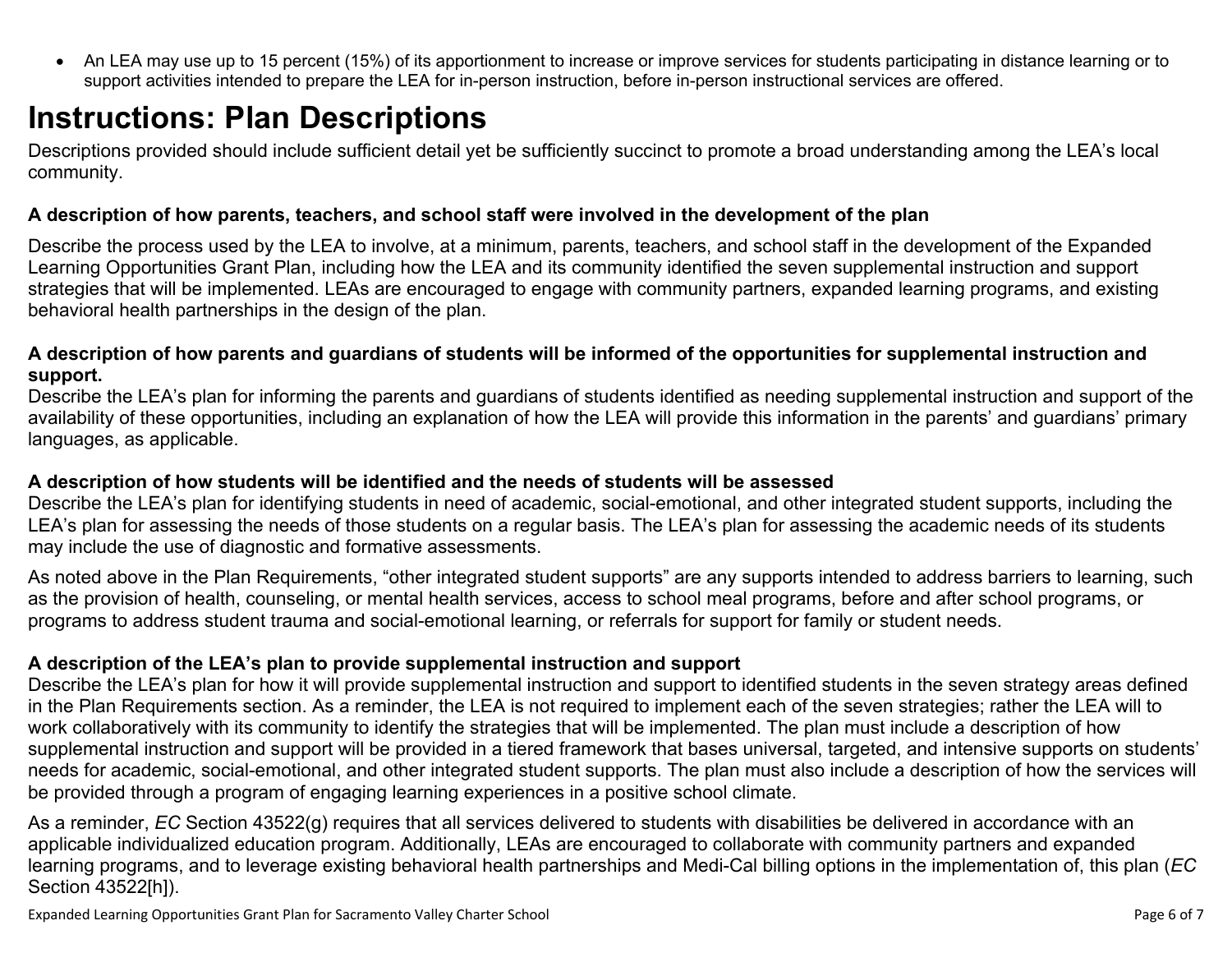- An LEA may use up to 15 percent (15%) of its apportionment to increase or improve services for students participating in distance learning or to support activities intended to prepare the LEA for in-person instruction, before in-person instructional services are offered.

# Instructions: Plan Descriptions

Descriptions provided should include sufficient detail yet be sufficiently succinct to promote a broad understanding among the LEA's local community.

**A description of how parents, teachers, and school staff were involved in the development of the plan**

Describe the process used by the LEA to involve, at a minimum, parents, teachers, and school staff in the development of the Expanded Learning Opportunities Grant Plan, including how the LEA and its community identified the seven supplemental instruction and support strategies that will be implemented. LEAs are encouraged to engage with community partners, expanded learning programs, and existing behavioral health partnerships in the design of the plan.

**A description of how parents and guardians of students will be informed of the opportunities for supplemental instruction and support.**

Describe the LEA's plan for informing the parents and guardians of students identified as needing supplemental instruction and support of the availability of these opportunities, including an explanation of how the LEA will provide this information in the parents' and guardians' primary languages, as applicable.

**A description of how students will be identified and the needs of students will be assessed**

Describe the LEA's plan for identifying students in need of academic, social-emotional, and other integrated student supports, including the LEA's plan for assessing the needs of those students on a regular basis. The LEA's plan for assessing the academic needs of its students may include the use of diagnostic and formative assessments.

As noted above in the Plan Requirements, "other integrated student supports" are any supports intended to address barriers to learning, such as the provision of health, counseling, or mental health services, access to school meal programs, before and after school programs, or programs to address student trauma and social-emotional learning, or referrals for support for family or student needs.

**A description of the LEA's plan to provide supplemental instruction and support**

Describe the LEA's plan for how it will provide supplemental instruction and support to identified students in the seven strategy areas defined in the Plan Requirements section. As a reminder, the LEA is not required to implement each of the seven strategies; rather the LEA will to work collaboratively with its community to identify the strategies that will be implemented. The plan must include a description of how supplemental instruction and support will be provided in a tiered framework that bases universal, targeted, and intensive supports on students' needs for academic, social-emotional, and other integrated student supports. The plan must also include a description of how the services will be provided through a program of engaging learning experiences in a positive school climate.

As a reminder, *EC* Section 43522(g) requires that all services delivered to students with disabilities be delivered in accordance with an applicable individualized education program. Additionally, LEAs are encouraged to collaborate with community partners and expanded learning programs, and to leverage existing behavioral health partnerships and Medi-Cal billing options in the implementation of, this plan (*EC* Section 43522[h]).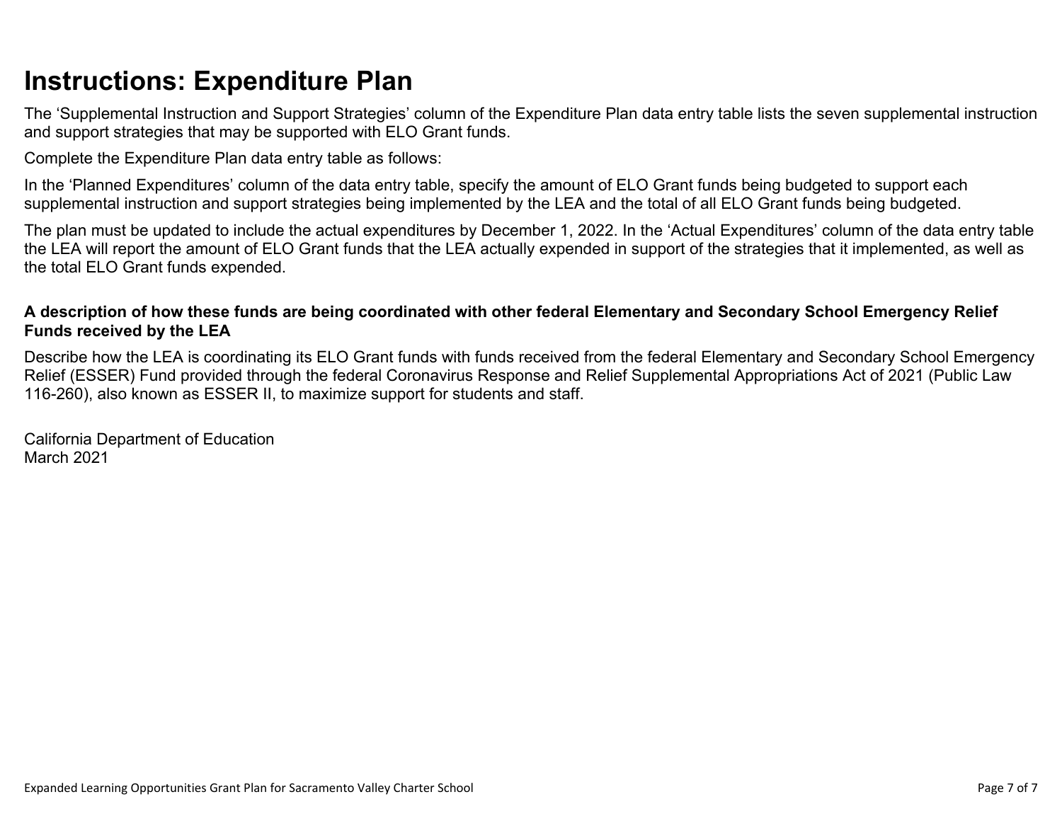# Instructions: Expenditure Plan

The 'Supplemental Instruction and Support Strategies' column of the Expenditure Plan data entry table lists the seven supplemental instruction and support strategies that may be supported with ELO Grant funds.

Complete the Expenditure Plan data entry table as follows:

In the 'Planned Expenditures' column of the data entry table, specify the amount of ELO Grant funds being budgeted to support each supplemental instruction and support strategies being implemented by the LEA and the total of all ELO Grant funds being budgeted.

The plan must be updated to include the actual expenditures by December 1, 2022. In the 'Actual Expenditures' column of the data entry table the LEA will report the amount of ELO Grant funds that the LEA actually expended in support of the strategies that it implemented, as well as the total ELO Grant funds expended.

**A description of how these funds are being coordinated with other federal Elementary and Secondary School Emergency Relief Funds received by the LEA**

Describe how the LEA is coordinating its ELO Grant funds with funds received from the federal Elementary and Secondary School Emergency Relief (ESSER) Fund provided through the federal Coronavirus Response and Relief Supplemental Appropriations Act of 2021 (Public Law 116-260), also known as ESSER II, to maximize support for students and staff.

California Department of Education
March 2021